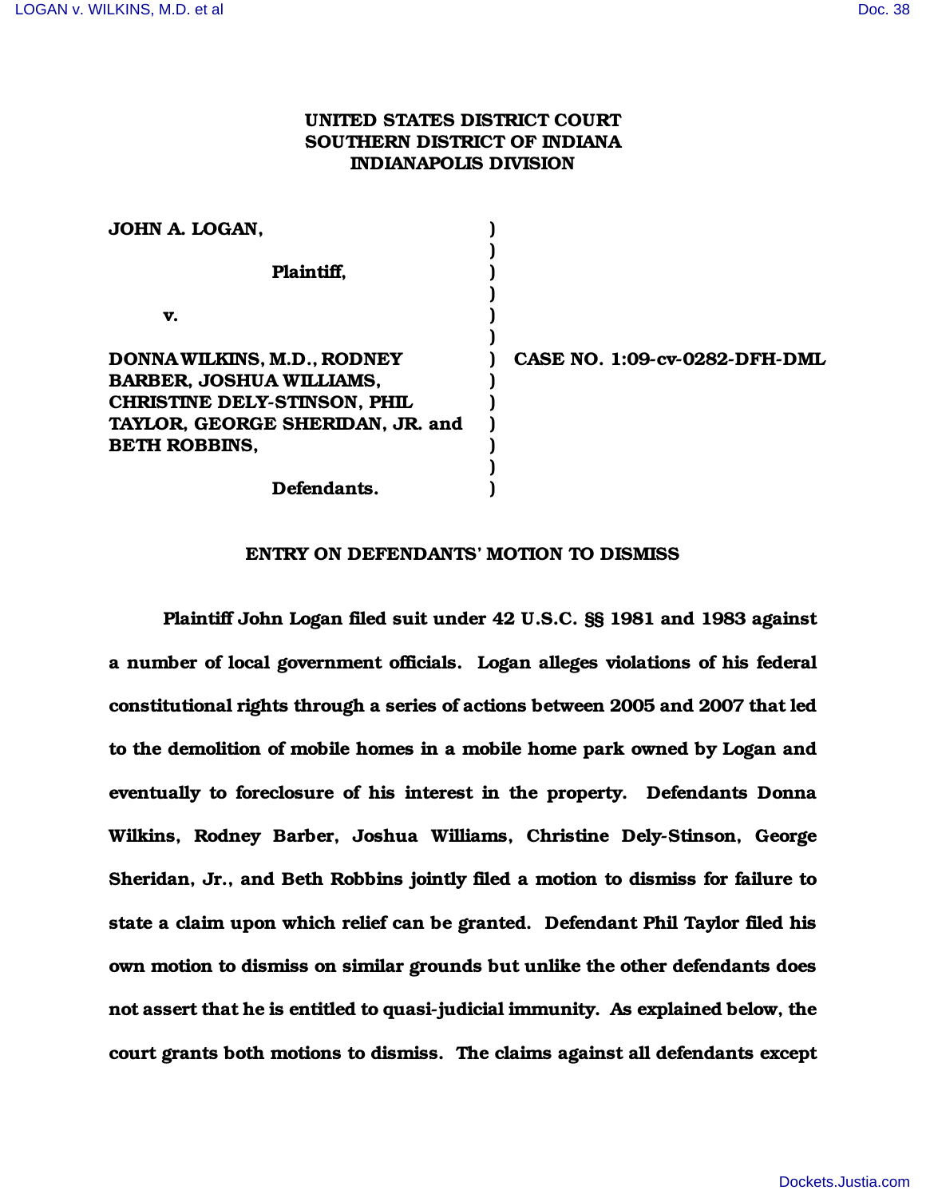**UNITED STATES DISTRICT COURT**
**SOUTHERN DISTRICT OF INDIANA**
**INDIANAPOLIS DIVISION**

| | | |
|---|---|---|
| **JOHN A. LOGAN,** | ) | |
| | ) | |
| **Plaintiff,** | ) | |
| | ) | |
| **v.** | ) | |
| | ) | |
| **DONNA WILKINS, M.D., RODNEY BARBER, JOSHUA WILLIAMS, CHRISTINE DELY-STINSON, PHIL TAYLOR, GEORGE SHERIDAN, JR. and BETH ROBBINS,** | ) | **CASE NO. 1:09-cv-0282-DFH-DML** |
| | ) | |
| **Defendants.** | ) | |

**ENTRY ON DEFENDANTS' MOTION TO DISMISS**

Plaintiff John Logan filed suit under 42 U.S.C. §§ 1981 and 1983 against a number of local government officials. Logan alleges violations of his federal constitutional rights through a series of actions between 2005 and 2007 that led to the demolition of mobile homes in a mobile home park owned by Logan and eventually to foreclosure of his interest in the property. Defendants Donna Wilkins, Rodney Barber, Joshua Williams, Christine Dely-Stinson, George Sheridan, Jr., and Beth Robbins jointly filed a motion to dismiss for failure to state a claim upon which relief can be granted. Defendant Phil Taylor filed his own motion to dismiss on similar grounds but unlike the other defendants does not assert that he is entitled to quasi-judicial immunity. As explained below, the court grants both motions to dismiss. The claims against all defendants except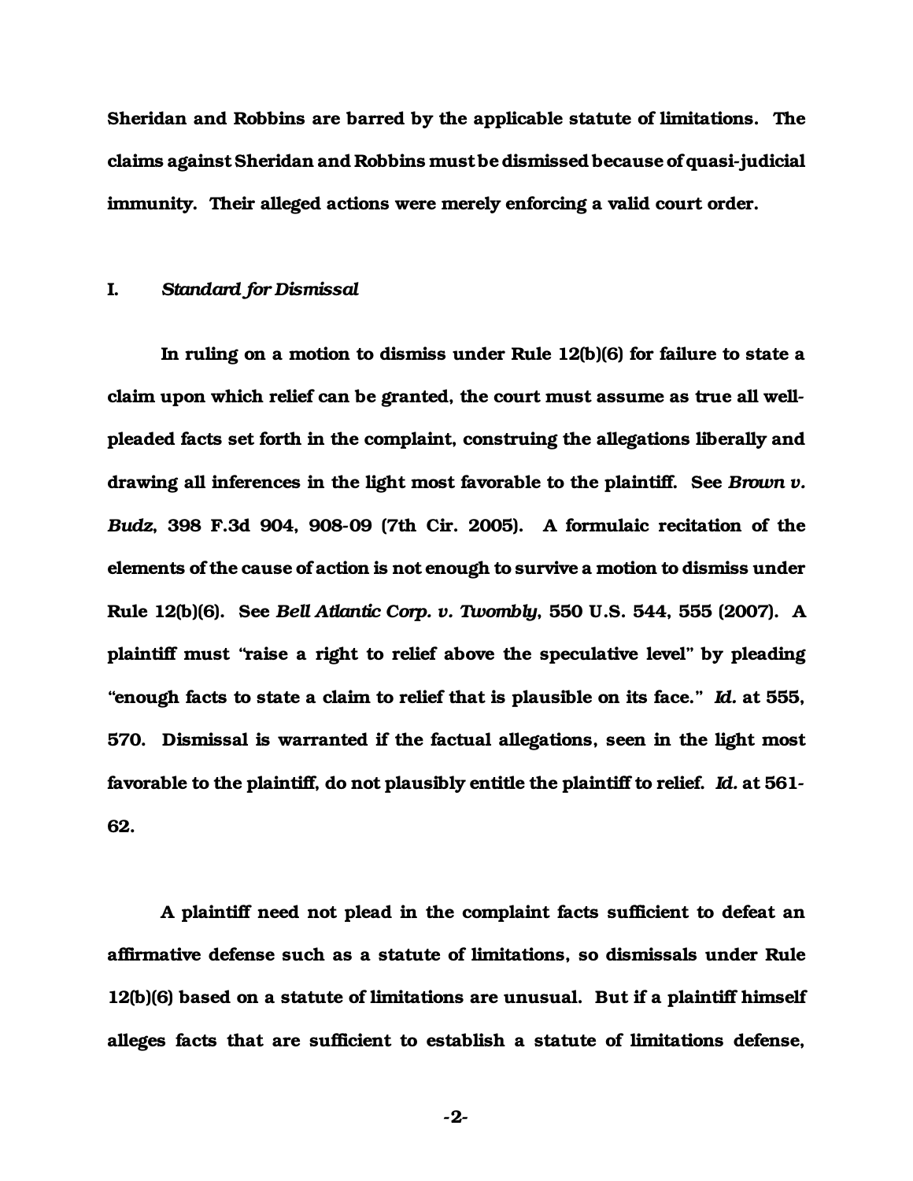Sheridan and Robbins are barred by the applicable statute of limitations. The claims against Sheridan and Robbins must be dismissed because of quasi-judicial immunity. Their alleged actions were merely enforcing a valid court order.

## I. *Standard for Dismissal*

In ruling on a motion to dismiss under Rule 12(b)(6) for failure to state a claim upon which relief can be granted, the court must assume as true all well-pleaded facts set forth in the complaint, construing the allegations liberally and drawing all inferences in the light most favorable to the plaintiff. See *Brown v. Budz*, 398 F.3d 904, 908-09 (7th Cir. 2005). A formulaic recitation of the elements of the cause of action is not enough to survive a motion to dismiss under Rule 12(b)(6). See *Bell Atlantic Corp. v. Twombly*, 550 U.S. 544, 555 (2007). A plaintiff must "raise a right to relief above the speculative level" by pleading "enough facts to state a claim to relief that is plausible on its face." *Id.* at 555, 570. Dismissal is warranted if the factual allegations, seen in the light most favorable to the plaintiff, do not plausibly entitle the plaintiff to relief. *Id.* at 561-62.

A plaintiff need not plead in the complaint facts sufficient to defeat an affirmative defense such as a statute of limitations, so dismissals under Rule 12(b)(6) based on a statute of limitations are unusual. But if a plaintiff himself alleges facts that are sufficient to establish a statute of limitations defense,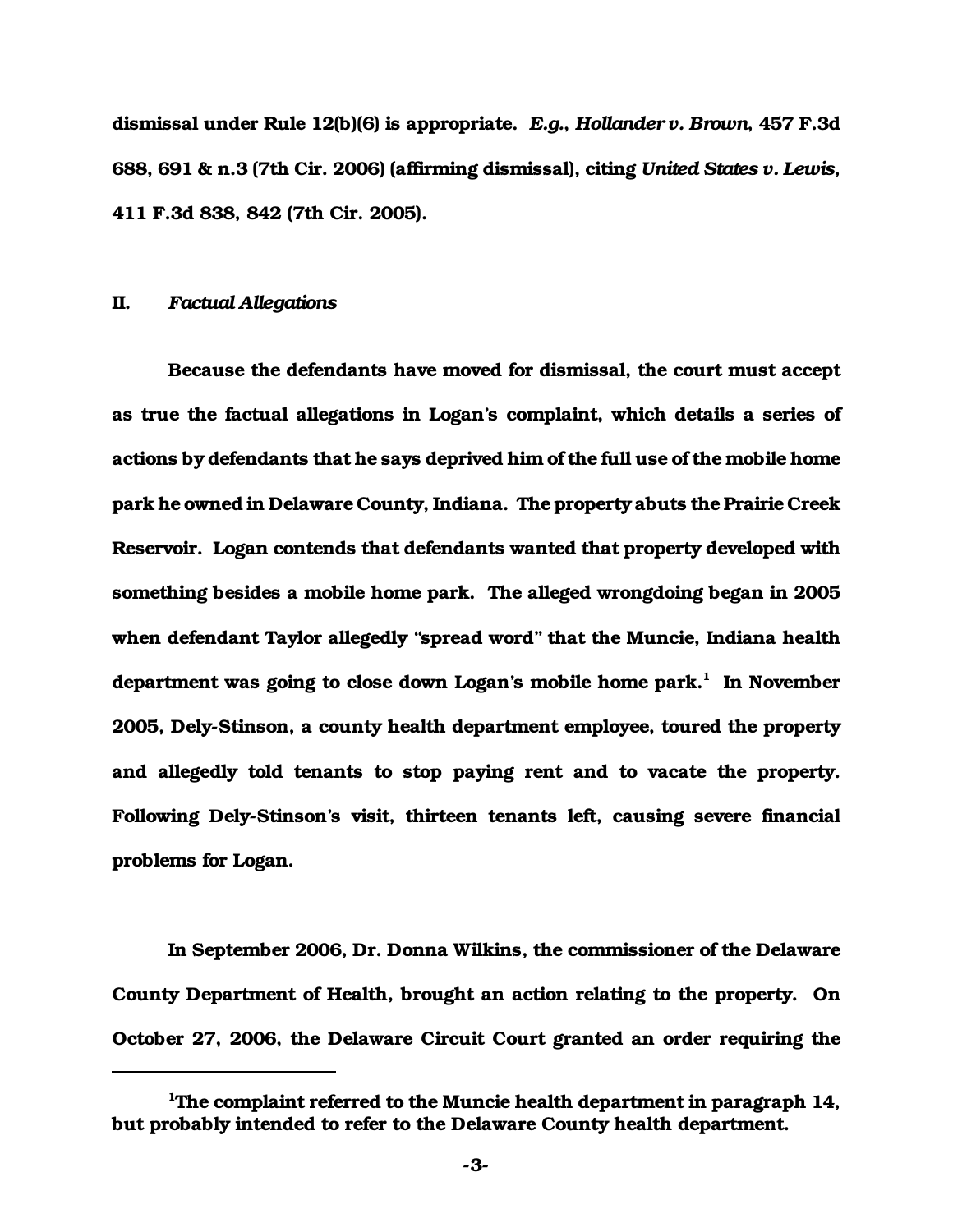dismissal under Rule 12(b)(6) is appropriate. *E.g.*, *Hollander v. Brown*, 457 F.3d 688, 691 & n.3 (7th Cir. 2006) (affirming dismissal), citing *United States v. Lewis*, 411 F.3d 838, 842 (7th Cir. 2005).

## II. *Factual Allegations*

Because the defendants have moved for dismissal, the court must accept as true the factual allegations in Logan's complaint, which details a series of actions by defendants that he says deprived him of the full use of the mobile home park he owned in Delaware County, Indiana. The property abuts the Prairie Creek Reservoir. Logan contends that defendants wanted that property developed with something besides a mobile home park. The alleged wrongdoing began in 2005 when defendant Taylor allegedly "spread word" that the Muncie, Indiana health department was going to close down Logan's mobile home park.[1] In November 2005, Dely-Stinson, a county health department employee, toured the property and allegedly told tenants to stop paying rent and to vacate the property. Following Dely-Stinson's visit, thirteen tenants left, causing severe financial problems for Logan.

In September 2006, Dr. Donna Wilkins, the commissioner of the Delaware County Department of Health, brought an action relating to the property. On October 27, 2006, the Delaware Circuit Court granted an order requiring the

---

[1] The complaint referred to the Muncie health department in paragraph 14, but probably intended to refer to the Delaware County health department.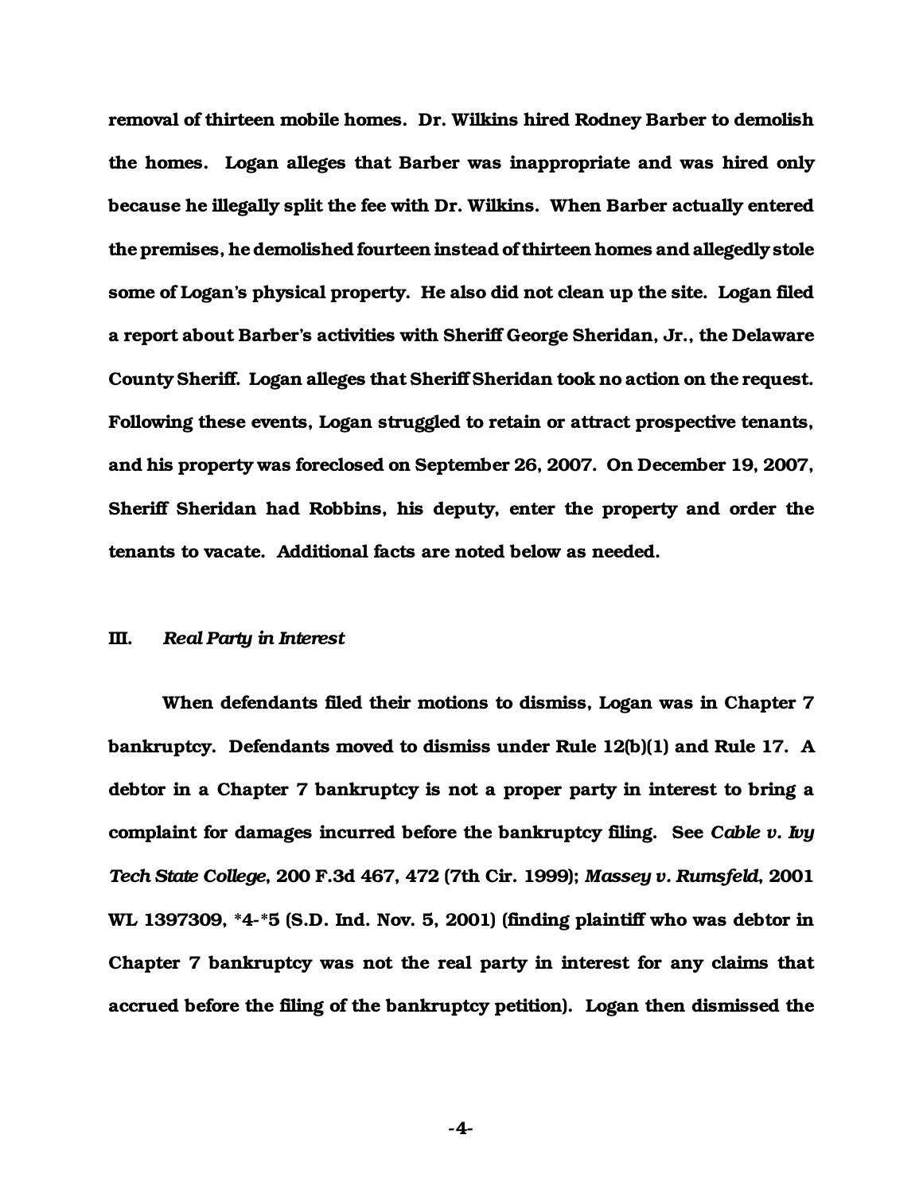removal of thirteen mobile homes. Dr. Wilkins hired Rodney Barber to demolish the homes. Logan alleges that Barber was inappropriate and was hired only because he illegally split the fee with Dr. Wilkins. When Barber actually entered the premises, he demolished fourteen instead of thirteen homes and allegedly stole some of Logan's physical property. He also did not clean up the site. Logan filed a report about Barber's activities with Sheriff George Sheridan, Jr., the Delaware County Sheriff. Logan alleges that Sheriff Sheridan took no action on the request. Following these events, Logan struggled to retain or attract prospective tenants, and his property was foreclosed on September 26, 2007. On December 19, 2007, Sheriff Sheridan had Robbins, his deputy, enter the property and order the tenants to vacate. Additional facts are noted below as needed.

## III. *Real Party in Interest*

When defendants filed their motions to dismiss, Logan was in Chapter 7 bankruptcy. Defendants moved to dismiss under Rule 12(b)(1) and Rule 17. A debtor in a Chapter 7 bankruptcy is not a proper party in interest to bring a complaint for damages incurred before the bankruptcy filing. See *Cable v. Ivy Tech State College*, 200 F.3d 467, 472 (7th Cir. 1999); *Massey v. Rumsfeld*, 2001 WL 1397309, *4-*5 (S.D. Ind. Nov. 5, 2001) (finding plaintiff who was debtor in Chapter 7 bankruptcy was not the real party in interest for any claims that accrued before the filing of the bankruptcy petition). Logan then dismissed the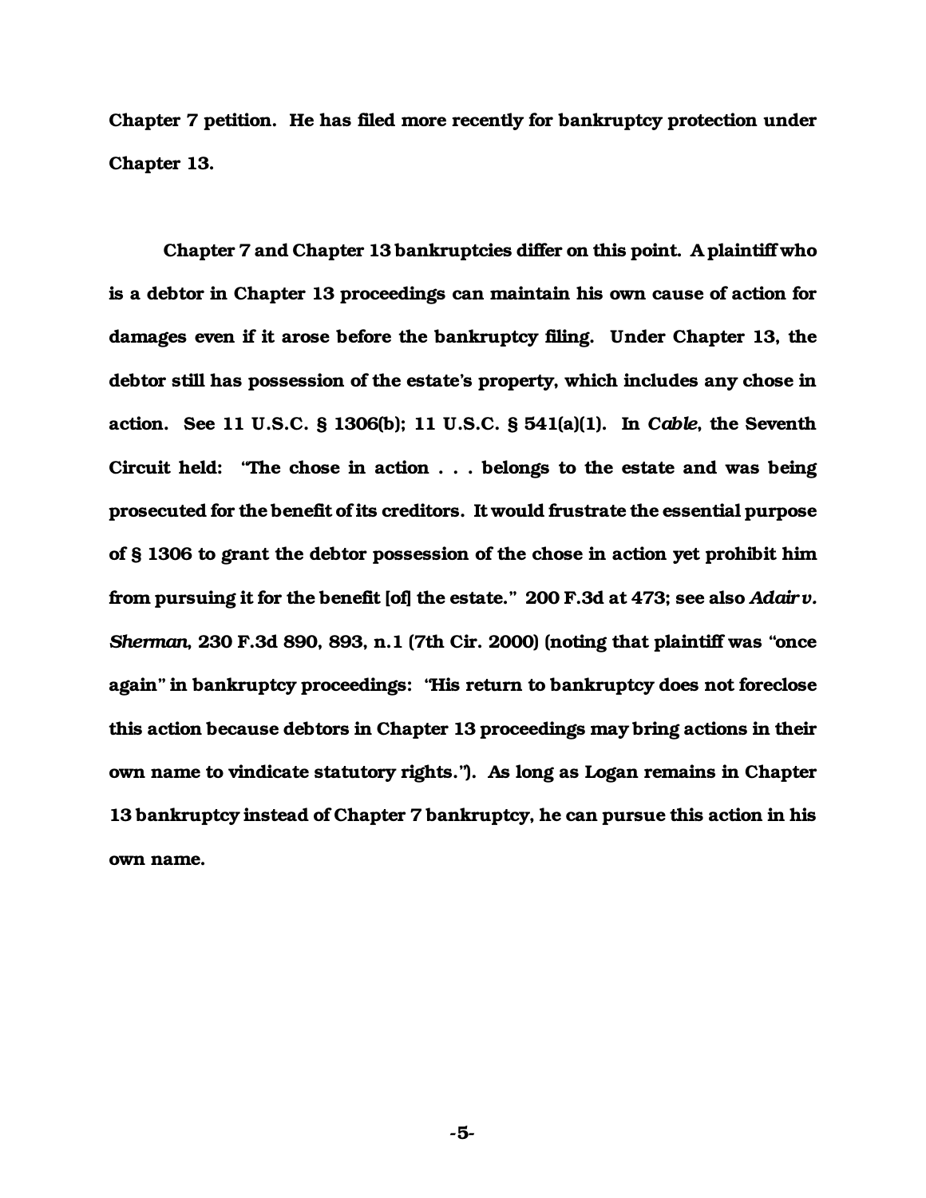Chapter 7 petition. He has filed more recently for bankruptcy protection under Chapter 13.

Chapter 7 and Chapter 13 bankruptcies differ on this point. A plaintiff who is a debtor in Chapter 13 proceedings can maintain his own cause of action for damages even if it arose before the bankruptcy filing. Under Chapter 13, the debtor still has possession of the estate's property, which includes any chose in action. See 11 U.S.C. § 1306(b); 11 U.S.C. § 541(a)(1). In *Cable*, the Seventh Circuit held: "The chose in action . . . belongs to the estate and was being prosecuted for the benefit of its creditors. It would frustrate the essential purpose of § 1306 to grant the debtor possession of the chose in action yet prohibit him from pursuing it for the benefit [of] the estate." 200 F.3d at 473; see also *Adair v. Sherman*, 230 F.3d 890, 893, n.1 (7th Cir. 2000) (noting that plaintiff was "once again" in bankruptcy proceedings: "His return to bankruptcy does not foreclose this action because debtors in Chapter 13 proceedings may bring actions in their own name to vindicate statutory rights."). As long as Logan remains in Chapter 13 bankruptcy instead of Chapter 7 bankruptcy, he can pursue this action in his own name.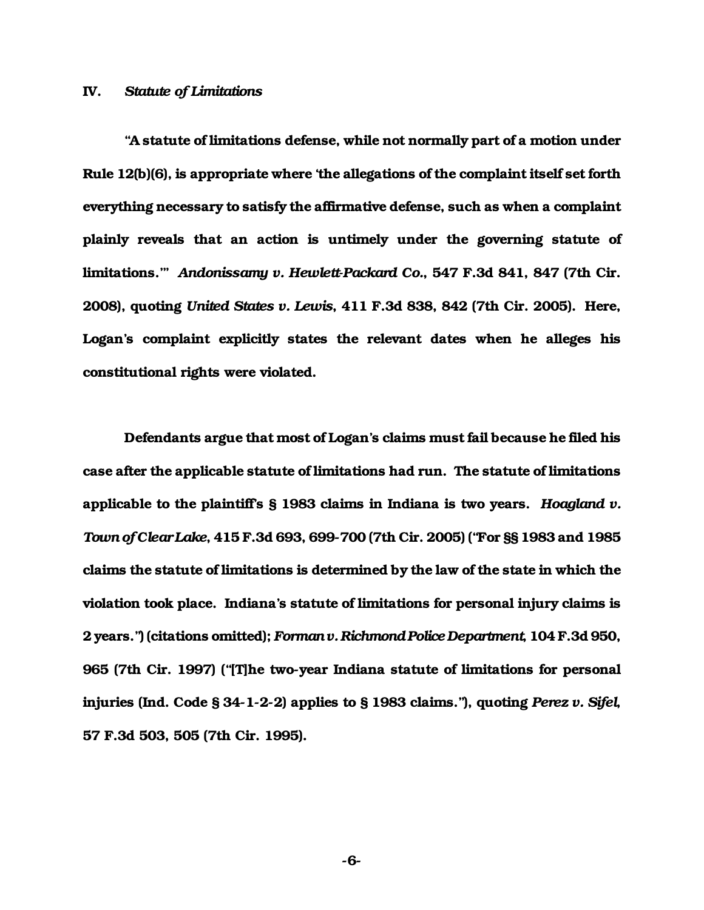## IV. *Statute of Limitations*

"A statute of limitations defense, while not normally part of a motion under Rule 12(b)(6), is appropriate where 'the allegations of the complaint itself set forth everything necessary to satisfy the affirmative defense, such as when a complaint plainly reveals that an action is untimely under the governing statute of limitations.'" *Andonissamy v. Hewlett-Packard Co.*, 547 F.3d 841, 847 (7th Cir. 2008), quoting *United States v. Lewis*, 411 F.3d 838, 842 (7th Cir. 2005). Here, Logan's complaint explicitly states the relevant dates when he alleges his constitutional rights were violated.

Defendants argue that most of Logan's claims must fail because he filed his case after the applicable statute of limitations had run. The statute of limitations applicable to the plaintiff's § 1983 claims in Indiana is two years. *Hoagland v. Town of Clear Lake*, 415 F.3d 693, 699-700 (7th Cir. 2005) ("For §§ 1983 and 1985 claims the statute of limitations is determined by the law of the state in which the violation took place. Indiana's statute of limitations for personal injury claims is 2 years.") (citations omitted); *Forman v. Richmond Police Department*, 104 F.3d 950, 965 (7th Cir. 1997) ("[T]he two-year Indiana statute of limitations for personal injuries (Ind. Code § 34-1-2-2) applies to § 1983 claims."), quoting *Perez v. Sifel*, 57 F.3d 503, 505 (7th Cir. 1995).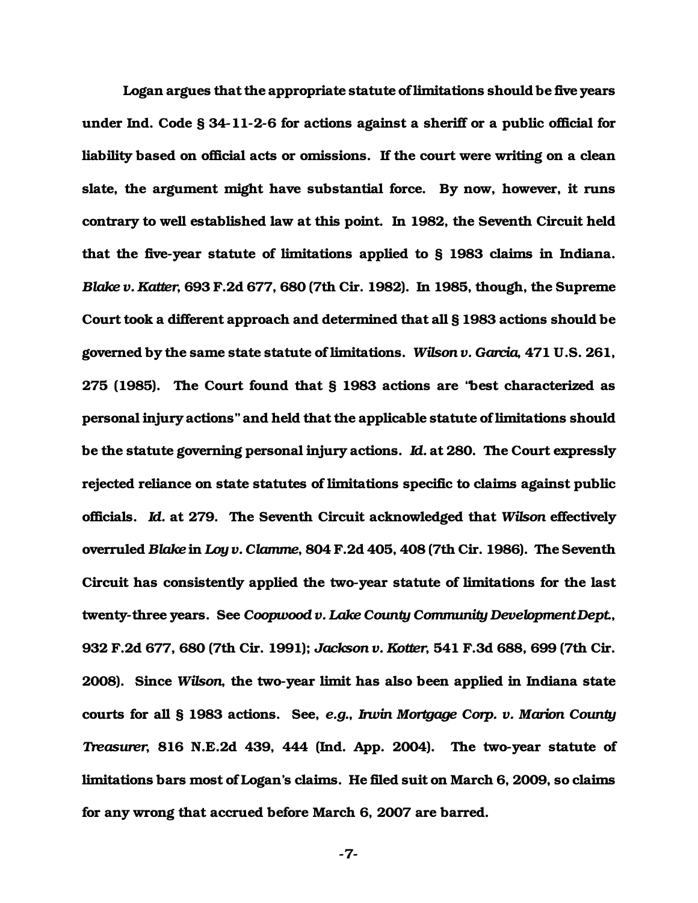Logan argues that the appropriate statute of limitations should be five years under Ind. Code § 34-11-2-6 for actions against a sheriff or a public official for liability based on official acts or omissions. If the court were writing on a clean slate, the argument might have substantial force. By now, however, it runs contrary to well established law at this point. In 1982, the Seventh Circuit held that the five-year statute of limitations applied to § 1983 claims in Indiana. *Blake v. Katter*, 693 F.2d 677, 680 (7th Cir. 1982). In 1985, though, the Supreme Court took a different approach and determined that all § 1983 actions should be governed by the same state statute of limitations. *Wilson v. Garcia*, 471 U.S. 261, 275 (1985). The Court found that § 1983 actions are "best characterized as personal injury actions" and held that the applicable statute of limitations should be the statute governing personal injury actions. *Id.* at 280. The Court expressly rejected reliance on state statutes of limitations specific to claims against public officials. *Id.* at 279. The Seventh Circuit acknowledged that *Wilson* effectively overruled *Blake* in *Loy v. Clamme*, 804 F.2d 405, 408 (7th Cir. 1986). The Seventh Circuit has consistently applied the two-year statute of limitations for the last twenty-three years. See *Coopwood v. Lake County Community Development Dept.*, 932 F.2d 677, 680 (7th Cir. 1991); *Jackson v. Kotter*, 541 F.3d 688, 699 (7th Cir. 2008). Since *Wilson*, the two-year limit has also been applied in Indiana state courts for all § 1983 actions. See, *e.g.*, *Irwin Mortgage Corp. v. Marion County Treasurer*, 816 N.E.2d 439, 444 (Ind. App. 2004). The two-year statute of limitations bars most of Logan's claims. He filed suit on March 6, 2009, so claims for any wrong that accrued before March 6, 2007 are barred.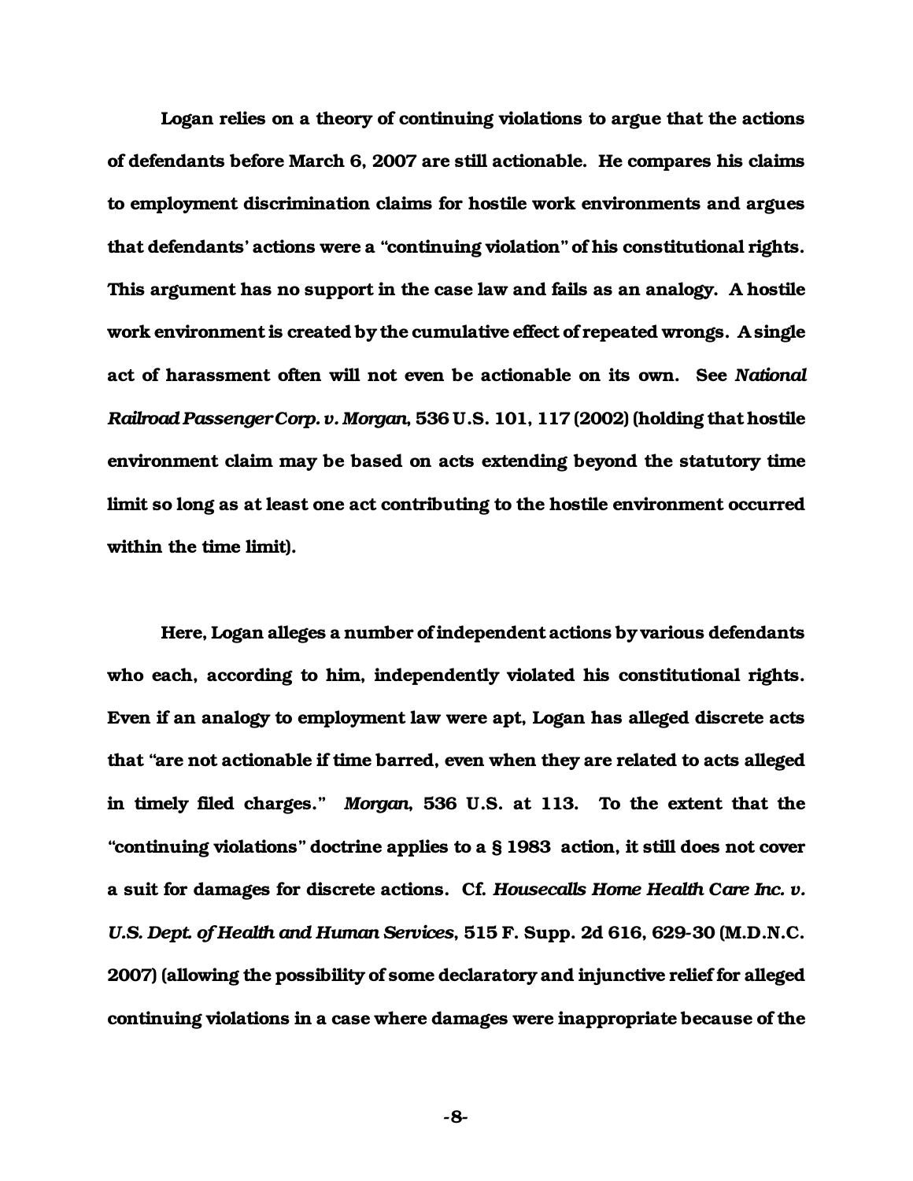Logan relies on a theory of continuing violations to argue that the actions of defendants before March 6, 2007 are still actionable. He compares his claims to employment discrimination claims for hostile work environments and argues that defendants' actions were a "continuing violation" of his constitutional rights. This argument has no support in the case law and fails as an analogy. A hostile work environment is created by the cumulative effect of repeated wrongs. A single act of harassment often will not even be actionable on its own. See *National Railroad Passenger Corp. v. Morgan*, 536 U.S. 101, 117 (2002) (holding that hostile environment claim may be based on acts extending beyond the statutory time limit so long as at least one act contributing to the hostile environment occurred within the time limit).

Here, Logan alleges a number of independent actions by various defendants who each, according to him, independently violated his constitutional rights. Even if an analogy to employment law were apt, Logan has alleged discrete acts that "are not actionable if time barred, even when they are related to acts alleged in timely filed charges." *Morgan*, 536 U.S. at 113. To the extent that the "continuing violations" doctrine applies to a § 1983 action, it still does not cover a suit for damages for discrete actions. Cf. *Housecalls Home Health Care Inc. v. U.S. Dept. of Health and Human Services*, 515 F. Supp. 2d 616, 629-30 (M.D.N.C. 2007) (allowing the possibility of some declaratory and injunctive relief for alleged continuing violations in a case where damages were inappropriate because of the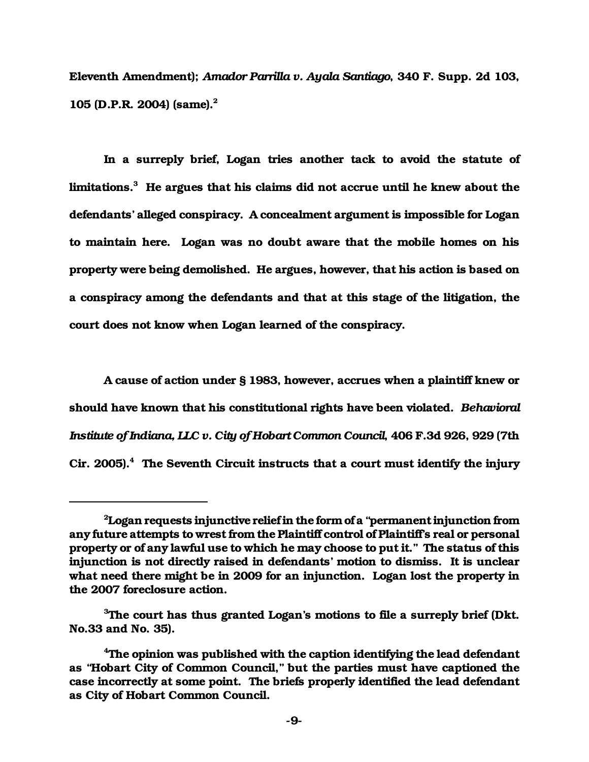Eleventh Amendment); *Amador Parrilla v. Ayala Santiago*, 340 F. Supp. 2d 103, 105 (D.P.R. 2004) (same).[2]

In a surreply brief, Logan tries another tack to avoid the statute of limitations.[3] He argues that his claims did not accrue until he knew about the defendants' alleged conspiracy. A concealment argument is impossible for Logan to maintain here. Logan was no doubt aware that the mobile homes on his property were being demolished. He argues, however, that his action is based on a conspiracy among the defendants and that at this stage of the litigation, the court does not know when Logan learned of the conspiracy.

A cause of action under § 1983, however, accrues when a plaintiff knew or should have known that his constitutional rights have been violated. *Behavioral Institute of Indiana, LLC v. City of Hobart Common Council*, 406 F.3d 926, 929 (7th Cir. 2005).[4] The Seventh Circuit instructs that a court must identify the injury

---

[2]Logan requests injunctive relief in the form of a "permanent injunction from any future attempts to wrest from the Plaintiff control of Plaintiff's real or personal property or of any lawful use to which he may choose to put it." The status of this injunction is not directly raised in defendants' motion to dismiss. It is unclear what need there might be in 2009 for an injunction. Logan lost the property in the 2007 foreclosure action.

[3]The court has thus granted Logan's motions to file a surreply brief (Dkt. No.33 and No. 35).

[4]The opinion was published with the caption identifying the lead defendant as "Hobart City of Common Council," but the parties must have captioned the case incorrectly at some point. The briefs properly identified the lead defendant as City of Hobart Common Council.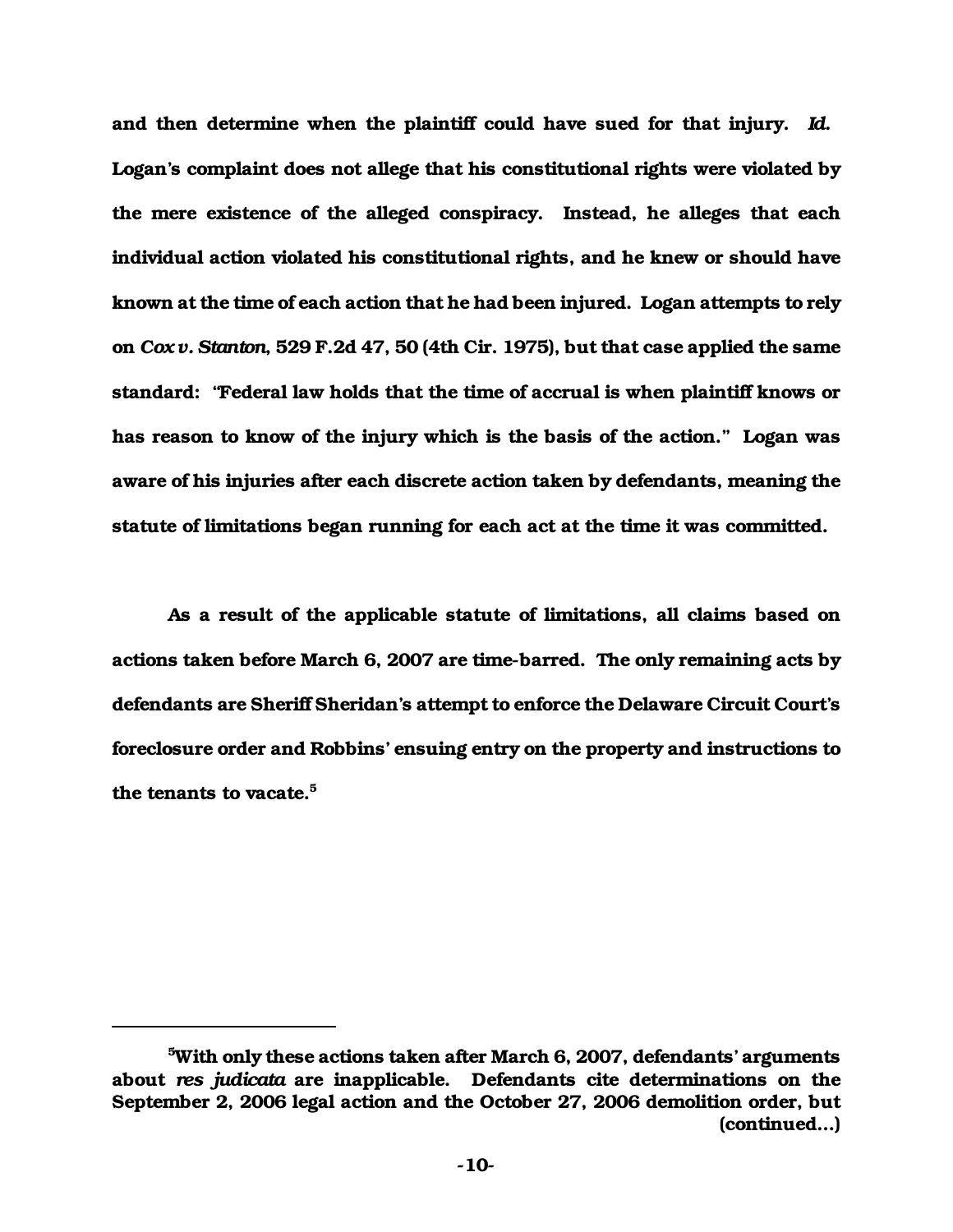and then determine when the plaintiff could have sued for that injury. *Id.* Logan's complaint does not allege that his constitutional rights were violated by the mere existence of the alleged conspiracy. Instead, he alleges that each individual action violated his constitutional rights, and he knew or should have known at the time of each action that he had been injured. Logan attempts to rely on *Cox v. Stanton*, 529 F.2d 47, 50 (4th Cir. 1975), but that case applied the same standard: "Federal law holds that the time of accrual is when plaintiff knows or has reason to know of the injury which is the basis of the action." Logan was aware of his injuries after each discrete action taken by defendants, meaning the statute of limitations began running for each act at the time it was committed.

As a result of the applicable statute of limitations, all claims based on actions taken before March 6, 2007 are time-barred. The only remaining acts by defendants are Sheriff Sheridan's attempt to enforce the Delaware Circuit Court's foreclosure order and Robbins' ensuing entry on the property and instructions to the tenants to vacate.[5]

---

[5]With only these actions taken after March 6, 2007, defendants' arguments about *res judicata* are inapplicable. Defendants cite determinations on the September 2, 2006 legal action and the October 27, 2006 demolition order, but (continued...)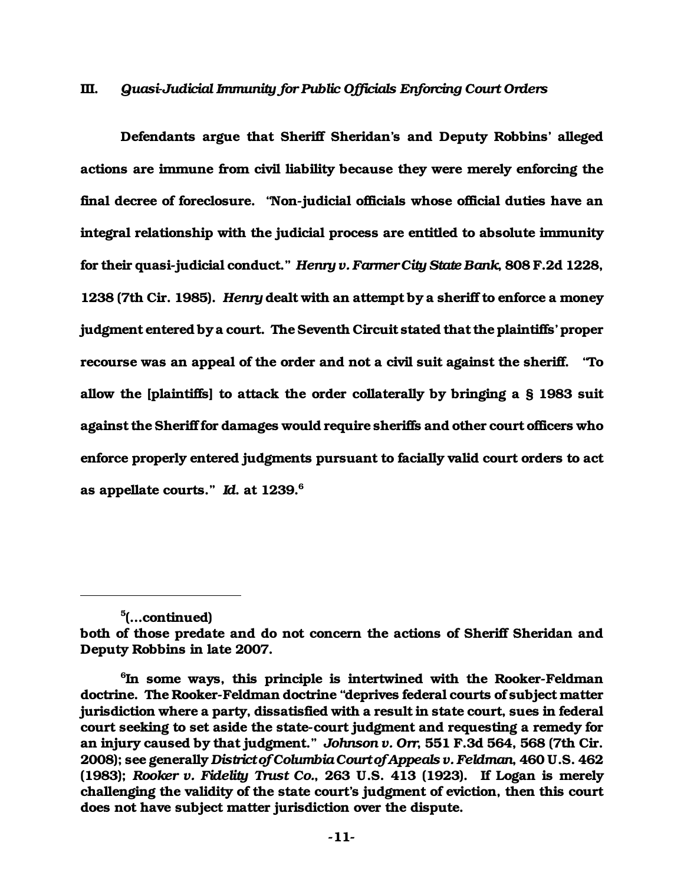### III. *Quasi-Judicial Immunity for Public Officials Enforcing Court Orders*

**Defendants argue that Sheriff Sheridan's and Deputy Robbins' alleged actions are immune from civil liability because they were merely enforcing the final decree of foreclosure. "Non-judicial officials whose official duties have an integral relationship with the judicial process are entitled to absolute immunity for their quasi-judicial conduct."** ***Henry v. Farmer City State Bank*, 808 F.2d 1228, 1238 (7th Cir. 1985).** ***Henry*** **dealt with an attempt by a sheriff to enforce a money judgment entered by a court. The Seventh Circuit stated that the plaintiffs' proper recourse was an appeal of the order and not a civil suit against the sheriff. "To allow the [plaintiffs] to attack the order collaterally by bringing a § 1983 suit against the Sheriff for damages would require sheriffs and other court officers who enforce properly entered judgments pursuant to facially valid court orders to act as appellate courts."** ***Id.*** **at 1239.[6]**

---

**[5](...continued)**
**both of those predate and do not concern the actions of Sheriff Sheridan and Deputy Robbins in late 2007.**

**[6]In some ways, this principle is intertwined with the Rooker-Feldman doctrine. The Rooker-Feldman doctrine "deprives federal courts of subject matter jurisdiction where a party, dissatisfied with a result in state court, sues in federal court seeking to set aside the state-court judgment and requesting a remedy for an injury caused by that judgment."** ***Johnson v. Orr*, 551 F.3d 564, 568 (7th Cir. 2008); see generally** ***District of Columbia Court of Appeals v. Feldman*, 460 U.S. 462 (1983);** ***Rooker v. Fidelity Trust Co.*, 263 U.S. 413 (1923). If Logan is merely challenging the validity of the state court's judgment of eviction, then this court does not have subject matter jurisdiction over the dispute.**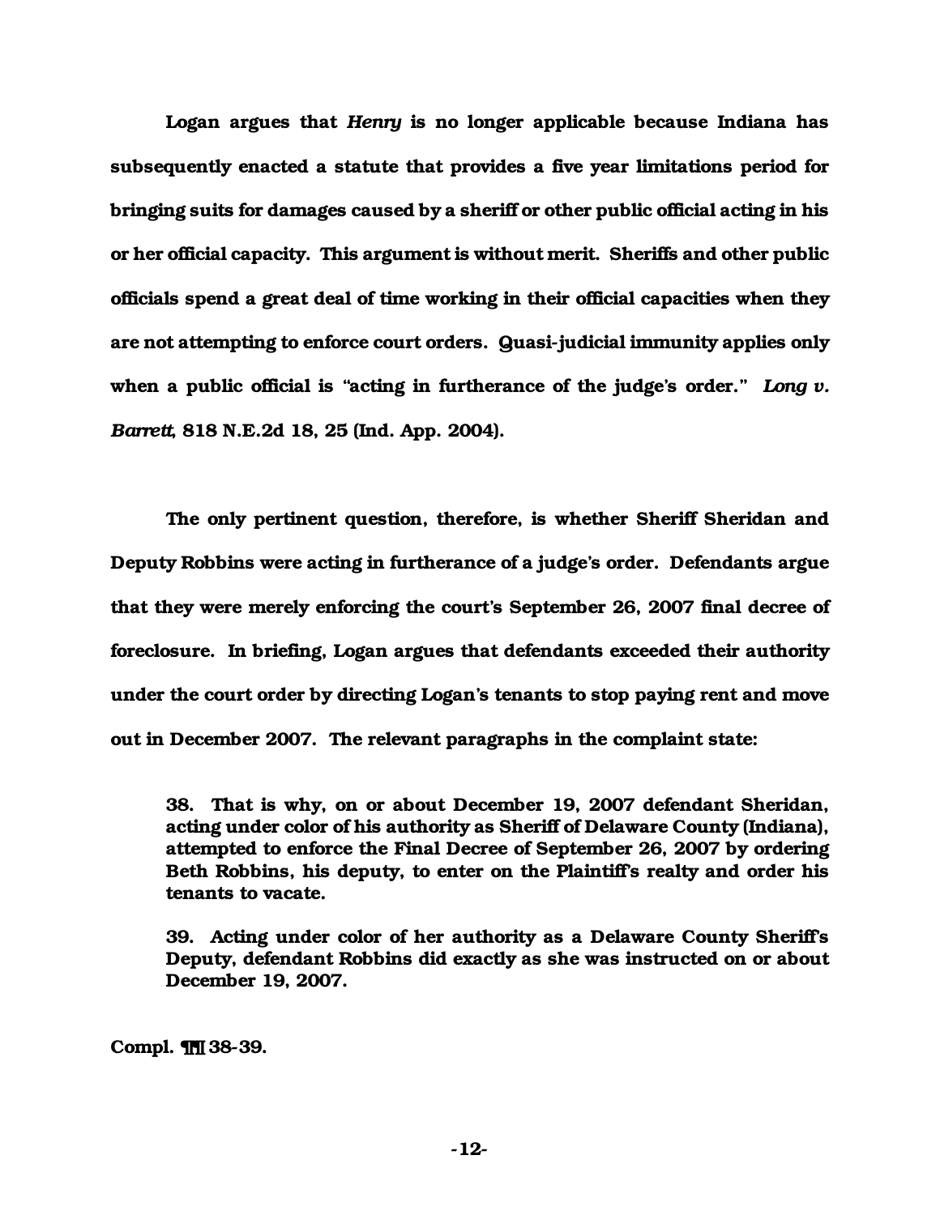Logan argues that *Henry* is no longer applicable because Indiana has subsequently enacted a statute that provides a five year limitations period for bringing suits for damages caused by a sheriff or other public official acting in his or her official capacity. This argument is without merit. Sheriffs and other public officials spend a great deal of time working in their official capacities when they are not attempting to enforce court orders. Quasi-judicial immunity applies only when a public official is "acting in furtherance of the judge's order." *Long v. Barrett*, 818 N.E.2d 18, 25 (Ind. App. 2004).

The only pertinent question, therefore, is whether Sheriff Sheridan and Deputy Robbins were acting in furtherance of a judge's order. Defendants argue that they were merely enforcing the court's September 26, 2007 final decree of foreclosure. In briefing, Logan argues that defendants exceeded their authority under the court order by directing Logan's tenants to stop paying rent and move out in December 2007. The relevant paragraphs in the complaint state:

> 38. That is why, on or about December 19, 2007 defendant Sheridan, acting under color of his authority as Sheriff of Delaware County (Indiana), attempted to enforce the Final Decree of September 26, 2007 by ordering Beth Robbins, his deputy, to enter on the Plaintiff's realty and order his tenants to vacate.
>
> 39. Acting under color of her authority as a Delaware County Sheriff's Deputy, defendant Robbins did exactly as she was instructed on or about December 19, 2007.

Compl. ¶¶ 38-39.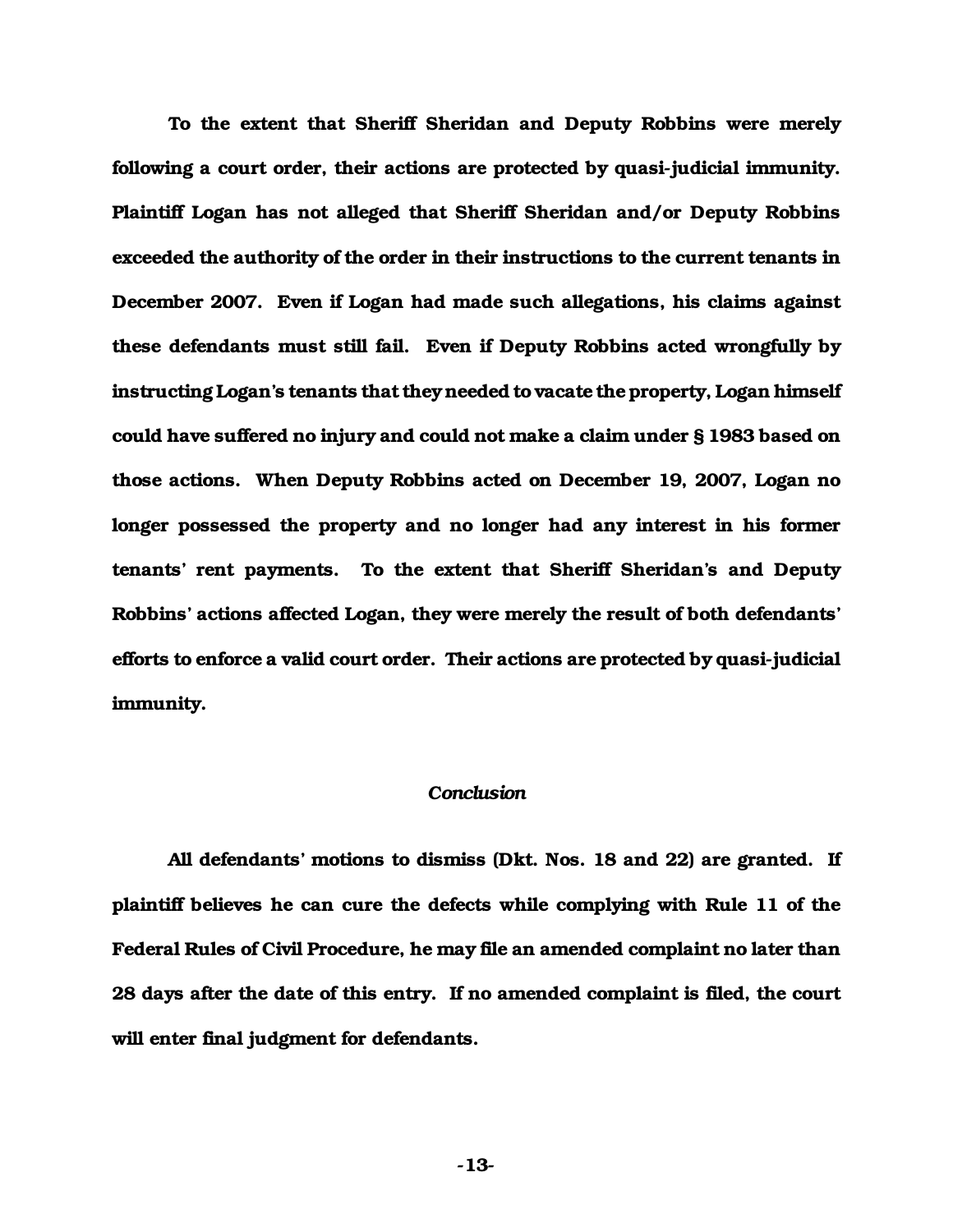To the extent that Sheriff Sheridan and Deputy Robbins were merely following a court order, their actions are protected by quasi-judicial immunity. Plaintiff Logan has not alleged that Sheriff Sheridan and/or Deputy Robbins exceeded the authority of the order in their instructions to the current tenants in December 2007. Even if Logan had made such allegations, his claims against these defendants must still fail. Even if Deputy Robbins acted wrongfully by instructing Logan's tenants that they needed to vacate the property, Logan himself could have suffered no injury and could not make a claim under § 1983 based on those actions. When Deputy Robbins acted on December 19, 2007, Logan no longer possessed the property and no longer had any interest in his former tenants' rent payments. To the extent that Sheriff Sheridan's and Deputy Robbins' actions affected Logan, they were merely the result of both defendants' efforts to enforce a valid court order. Their actions are protected by quasi-judicial immunity.

## *Conclusion*

All defendants' motions to dismiss (Dkt. Nos. 18 and 22) are granted. If plaintiff believes he can cure the defects while complying with Rule 11 of the Federal Rules of Civil Procedure, he may file an amended complaint no later than 28 days after the date of this entry. If no amended complaint is filed, the court will enter final judgment for defendants.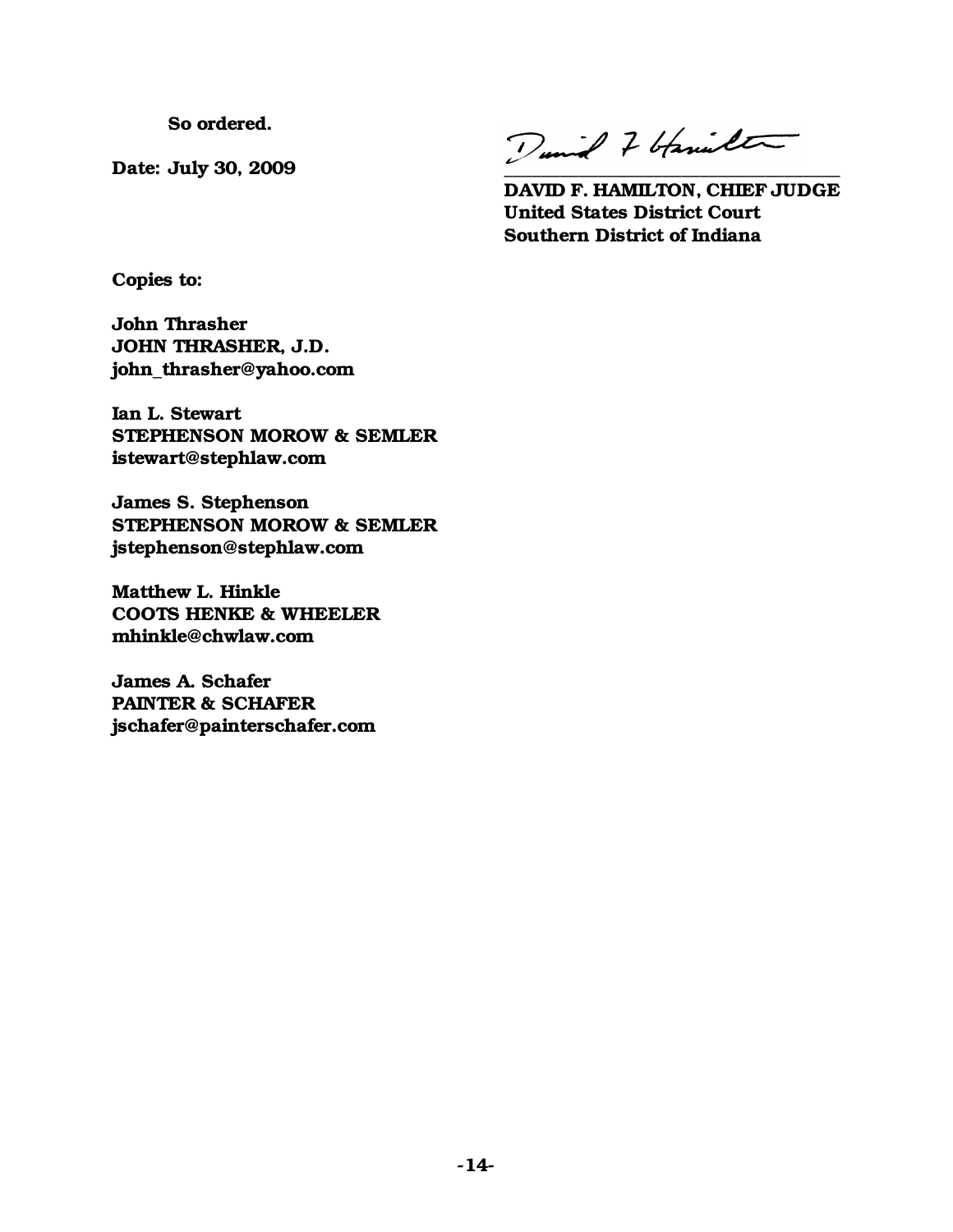**So ordered.**

**Date: July 30, 2009**

**DAVID F. HAMILTON, CHIEF JUDGE**
**United States District Court**
**Southern District of Indiana**

**Copies to:**

**John Thrasher**
**JOHN THRASHER, J.D.**
**john_thrasher@yahoo.com**

**Ian L. Stewart**
**STEPHENSON MOROW & SEMLER**
**istewart@stephlaw.com**

**James S. Stephenson**
**STEPHENSON MOROW & SEMLER**
**jstephenson@stephlaw.com**

**Matthew L. Hinkle**
**COOTS HENKE & WHEELER**
**mhinkle@chwlaw.com**

**James A. Schafer**
**PAINTER & SCHAFER**
**jschafer@painterschafer.com**